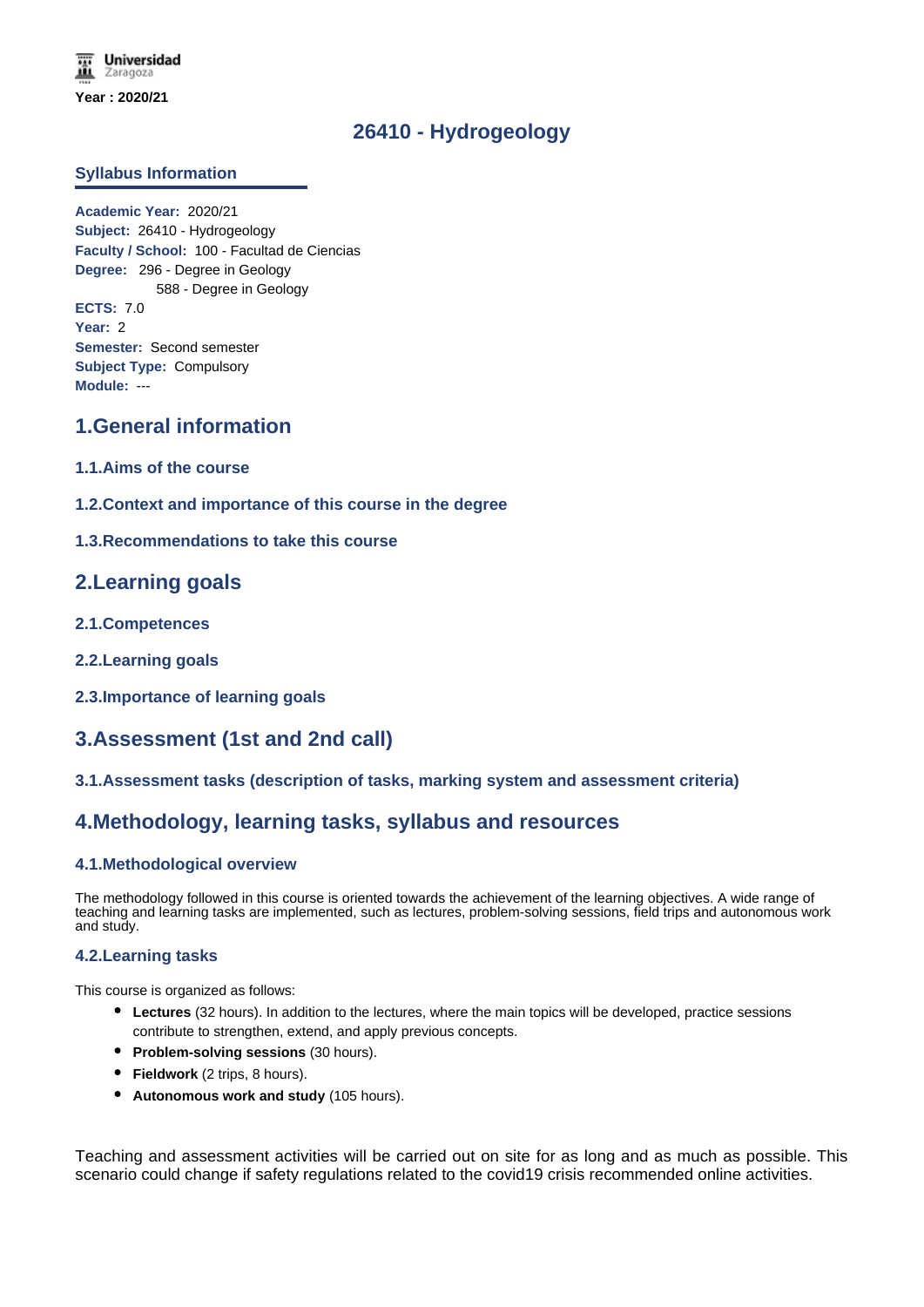Universidad Zaragoza

**Year : 2020/21**

# 26410 - Hydrogeology

## Syllabus Information

**Academic Year:** 2020/21
**Subject:** 26410 - Hydrogeology
**Faculty / School:** 100 - Facultad de Ciencias
**Degree:** 296 - Degree in Geology
588 - Degree in Geology
**ECTS:** 7.0
**Year:** 2
**Semester:** Second semester
**Subject Type:** Compulsory
**Module:** ---

## 1.General information

### 1.1.Aims of the course

### 1.2.Context and importance of this course in the degree

### 1.3.Recommendations to take this course

## 2.Learning goals

### 2.1.Competences

### 2.2.Learning goals

### 2.3.Importance of learning goals

## 3.Assessment (1st and 2nd call)

### 3.1.Assessment tasks (description of tasks, marking system and assessment criteria)

## 4.Methodology, learning tasks, syllabus and resources

### 4.1.Methodological overview

The methodology followed in this course is oriented towards the achievement of the learning objectives. A wide range of teaching and learning tasks are implemented, such as lectures, problem-solving sessions, field trips and autonomous work and study.

### 4.2.Learning tasks

This course is organized as follows:

- **Lectures** (32 hours). In addition to the lectures, where the main topics will be developed, practice sessions contribute to strengthen, extend, and apply previous concepts.
- **Problem-solving sessions** (30 hours).
- **Fieldwork** (2 trips, 8 hours).
- **Autonomous work and study** (105 hours).

Teaching and assessment activities will be carried out on site for as long and as much as possible. This scenario could change if safety regulations related to the covid19 crisis recommended online activities.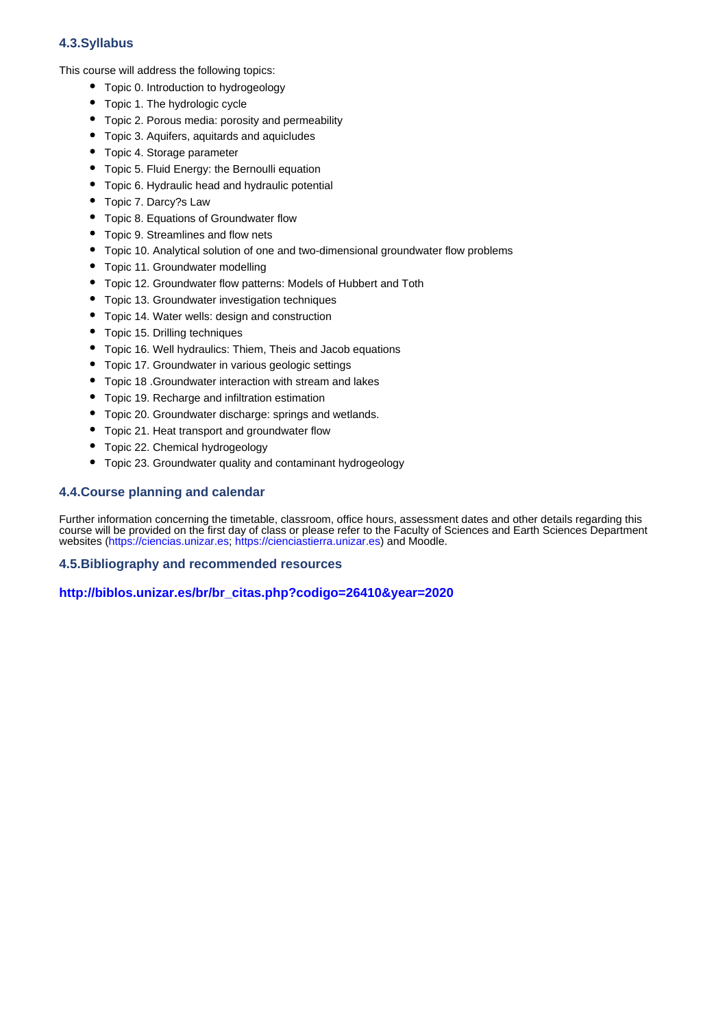### 4.3.Syllabus

This course will address the following topics:

- Topic 0. Introduction to hydrogeology
- Topic 1. The hydrologic cycle
- Topic 2. Porous media: porosity and permeability
- Topic 3. Aquifers, aquitards and aquicludes
- Topic 4. Storage parameter
- Topic 5. Fluid Energy: the Bernoulli equation
- Topic 6. Hydraulic head and hydraulic potential
- Topic 7. Darcy?s Law
- Topic 8. Equations of Groundwater flow
- Topic 9. Streamlines and flow nets
- Topic 10. Analytical solution of one and two-dimensional groundwater flow problems
- Topic 11. Groundwater modelling
- Topic 12. Groundwater flow patterns: Models of Hubbert and Toth
- Topic 13. Groundwater investigation techniques
- Topic 14. Water wells: design and construction
- Topic 15. Drilling techniques
- Topic 16. Well hydraulics: Thiem, Theis and Jacob equations
- Topic 17. Groundwater in various geologic settings
- Topic 18 .Groundwater interaction with stream and lakes
- Topic 19. Recharge and infiltration estimation
- Topic 20. Groundwater discharge: springs and wetlands.
- Topic 21. Heat transport and groundwater flow
- Topic 22. Chemical hydrogeology
- Topic 23. Groundwater quality and contaminant hydrogeology

### 4.4.Course planning and calendar

Further information concerning the timetable, classroom, office hours, assessment dates and other details regarding this course will be provided on the first day of class or please refer to the Faculty of Sciences and Earth Sciences Department websites (https://ciencias.unizar.es; https://cienciastierra.unizar.es) and Moodle.

### 4.5.Bibliography and recommended resources

**http://biblos.unizar.es/br/br_citas.php?codigo=26410&year=2020**